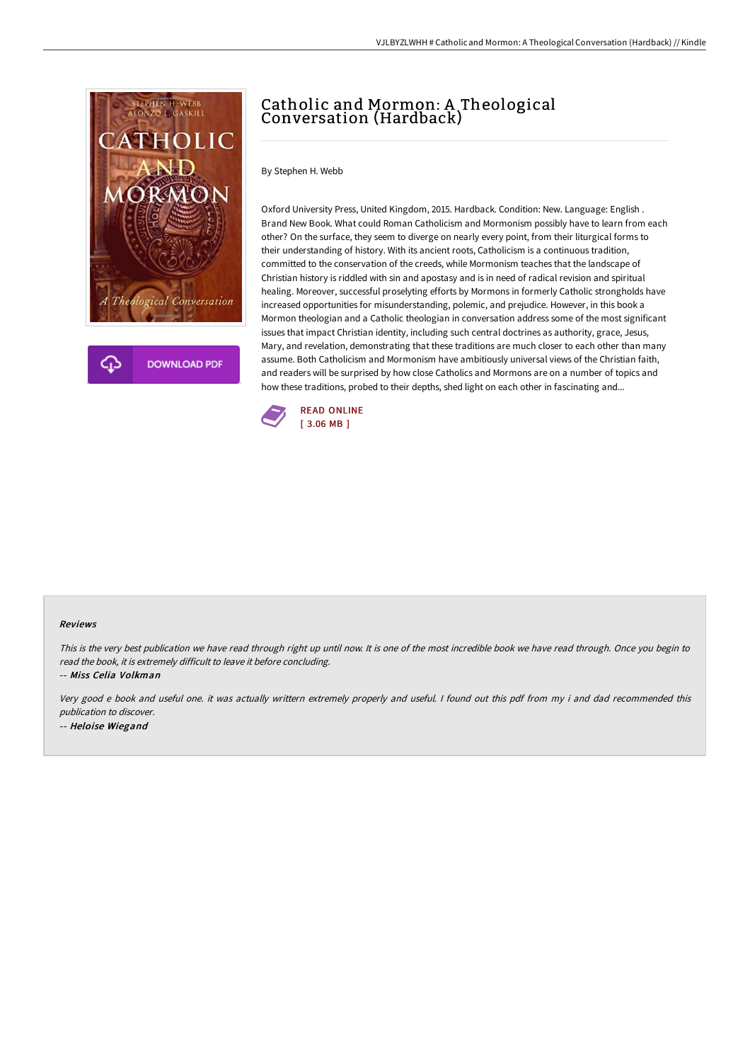# Catholic and Mormon: A Theological Conversation (Hardback)

By Stephen H. Webb

Oxford University Press, United Kingdom, 2015. Hardback. Condition: New. Language: English . Brand New Book. What could Roman Catholicism and Mormonism possibly have to learn from each other? On the surface, they seem to diverge on nearly every point, from their liturgical forms to their understanding of history. With its ancient roots, Catholicism is a continuous tradition, committed to the conservation of the creeds, while Mormonism teaches that the landscape of Christian history is riddled with sin and apostasy and is in need of radical revision and spiritual healing. Moreover, successful proselyting efforts by Mormons in formerly Catholic strongholds have increased opportunities for misunderstanding, polemic, and prejudice. However, in this book a Mormon theologian and a Catholic theologian in conversation address some of the most significant issues that impact Christian identity, including such central doctrines as authority, grace, Jesus, Mary, and revelation, demonstrating that these traditions are much closer to each other than many assume. Both Catholicism and Mormonism have ambitiously universal views of the Christian faith, and readers will be surprised by how close Catholics and Mormons are on a number of topics and how these traditions, probed to their depths, shed light on each other in fascinating and...

READ ONLINE
[ 3.06 MB ]

## Reviews

*This is the very best publication we have read through right up until now. It is one of the most incredible book we have read through. Once you begin to read the book, it is extremely difficult to leave it before concluding.*

-- ***Miss Celia Volkman***

*Very good e book and useful one. it was actually writtern extremely properly and useful. I found out this pdf from my i and dad recommended this publication to discover.*

-- ***Heloise Wiegand***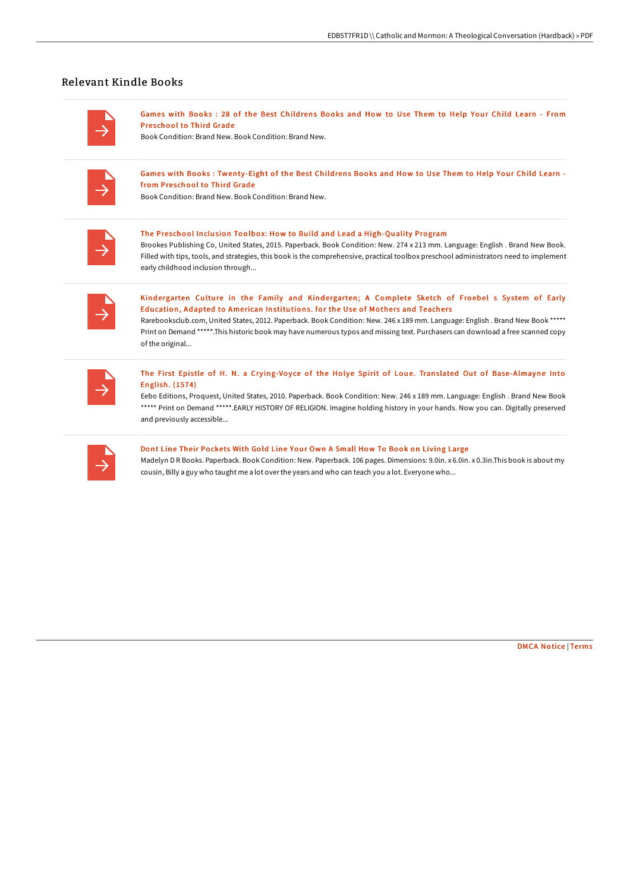## Relevant Kindle Books

**Games with Books : 28 of the Best Childrens Books and How to Use Them to Help Your Child Learn - From Preschool to Third Grade**

Book Condition: Brand New. Book Condition: Brand New.

**Games with Books : Twenty-Eight of the Best Childrens Books and How to Use Them to Help Your Child Learn - from Preschool to Third Grade**

Book Condition: Brand New. Book Condition: Brand New.

**The Preschool Inclusion Toolbox: How to Build and Lead a High-Quality Program**

Brookes Publishing Co, United States, 2015. Paperback. Book Condition: New. 274 x 213 mm. Language: English . Brand New Book. Filled with tips, tools, and strategies, this book is the comprehensive, practical toolbox preschool administrators need to implement early childhood inclusion through...

**Kindergarten Culture in the Family and Kindergarten; A Complete Sketch of Froebel s System of Early Education, Adapted to American Institutions. for the Use of Mothers and Teachers**

Rarebooksclub.com, United States, 2012. Paperback. Book Condition: New. 246 x 189 mm. Language: English . Brand New Book ***** Print on Demand *****.This historic book may have numerous typos and missing text. Purchasers can download a free scanned copy of the original...

**The First Epistle of H. N. a Crying-Voyce of the Holye Spirit of Loue. Translated Out of Base-Almayne Into English. (1574)**

Eebo Editions, Proquest, United States, 2010. Paperback. Book Condition: New. 246 x 189 mm. Language: English . Brand New Book ***** Print on Demand *****.EARLY HISTORY OF RELIGION. Imagine holding history in your hands. Now you can. Digitally preserved and previously accessible...

**Dont Line Their Pockets With Gold Line Your Own A Small How To Book on Living Large**

Madelyn D R Books. Paperback. Book Condition: New. Paperback. 106 pages. Dimensions: 9.0in. x 6.0in. x 0.3in.This book is about my cousin, Billy a guy who taught me a lot over the years and who can teach you a lot. Everyone who...